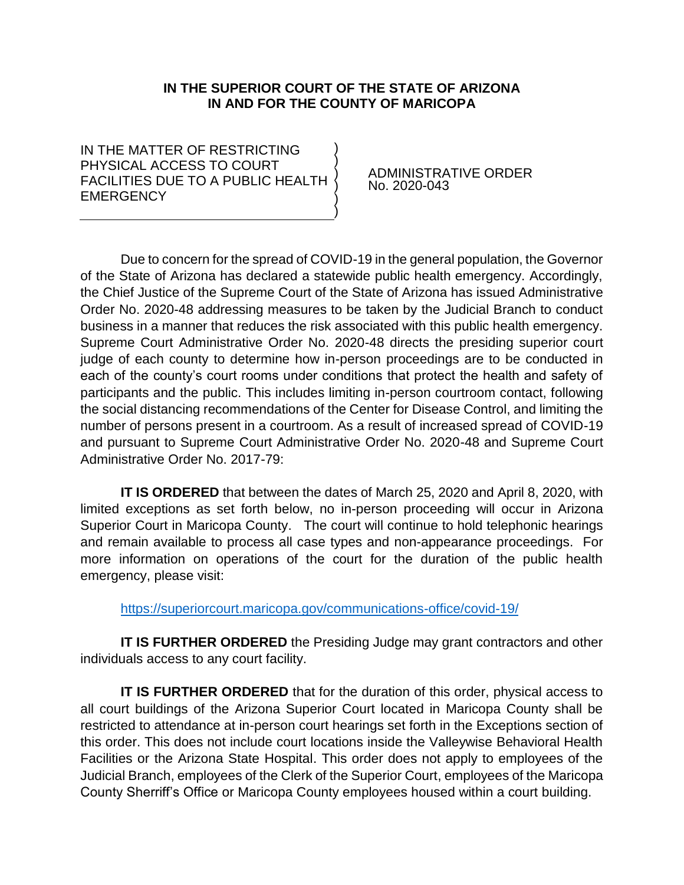**IN THE SUPERIOR COURT OF THE STATE OF ARIZONA**
**IN AND FOR THE COUNTY OF MARICOPA**

IN THE MATTER OF RESTRICTING PHYSICAL ACCESS TO COURT FACILITIES DUE TO A PUBLIC HEALTH EMERGENCY

ADMINISTRATIVE ORDER
No. 2020-043

Due to concern for the spread of COVID-19 in the general population, the Governor of the State of Arizona has declared a statewide public health emergency. Accordingly, the Chief Justice of the Supreme Court of the State of Arizona has issued Administrative Order No. 2020-48 addressing measures to be taken by the Judicial Branch to conduct business in a manner that reduces the risk associated with this public health emergency. Supreme Court Administrative Order No. 2020-48 directs the presiding superior court judge of each county to determine how in-person proceedings are to be conducted in each of the county's court rooms under conditions that protect the health and safety of participants and the public. This includes limiting in-person courtroom contact, following the social distancing recommendations of the Center for Disease Control, and limiting the number of persons present in a courtroom. As a result of increased spread of COVID-19 and pursuant to Supreme Court Administrative Order No. 2020-48 and Supreme Court Administrative Order No. 2017-79:

**IT IS ORDERED** that between the dates of March 25, 2020 and April 8, 2020, with limited exceptions as set forth below, no in-person proceeding will occur in Arizona Superior Court in Maricopa County. The court will continue to hold telephonic hearings and remain available to process all case types and non-appearance proceedings. For more information on operations of the court for the duration of the public health emergency, please visit:

https://superiorcourt.maricopa.gov/communications-office/covid-19/

**IT IS FURTHER ORDERED** the Presiding Judge may grant contractors and other individuals access to any court facility.

**IT IS FURTHER ORDERED** that for the duration of this order, physical access to all court buildings of the Arizona Superior Court located in Maricopa County shall be restricted to attendance at in-person court hearings set forth in the Exceptions section of this order. This does not include court locations inside the Valleywise Behavioral Health Facilities or the Arizona State Hospital. This order does not apply to employees of the Judicial Branch, employees of the Clerk of the Superior Court, employees of the Maricopa County Sherriff's Office or Maricopa County employees housed within a court building.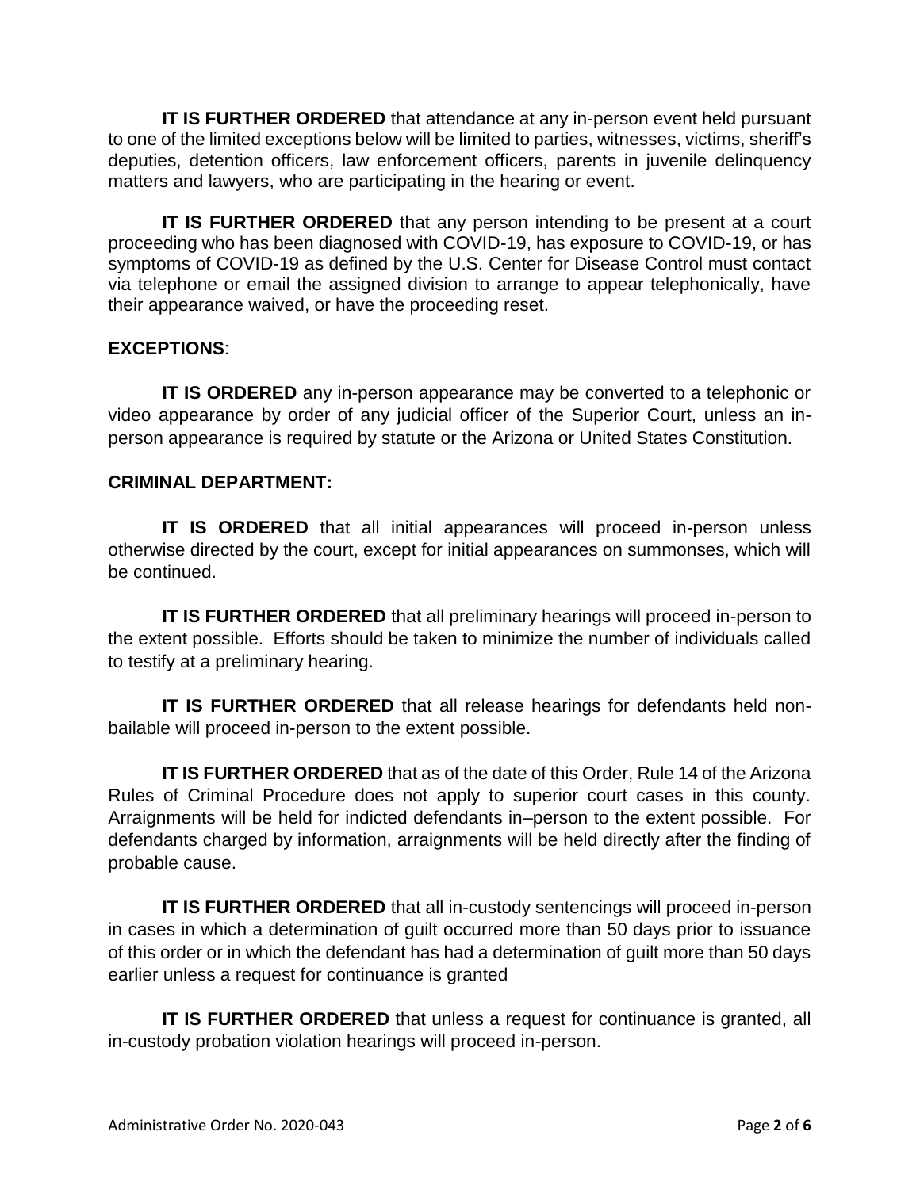**IT IS FURTHER ORDERED** that attendance at any in-person event held pursuant to one of the limited exceptions below will be limited to parties, witnesses, victims, sheriff's deputies, detention officers, law enforcement officers, parents in juvenile delinquency matters and lawyers, who are participating in the hearing or event.

**IT IS FURTHER ORDERED** that any person intending to be present at a court proceeding who has been diagnosed with COVID-19, has exposure to COVID-19, or has symptoms of COVID-19 as defined by the U.S. Center for Disease Control must contact via telephone or email the assigned division to arrange to appear telephonically, have their appearance waived, or have the proceeding reset.

**EXCEPTIONS**:

**IT IS ORDERED** any in-person appearance may be converted to a telephonic or video appearance by order of any judicial officer of the Superior Court, unless an in-person appearance is required by statute or the Arizona or United States Constitution.

**CRIMINAL DEPARTMENT:**

**IT IS ORDERED** that all initial appearances will proceed in-person unless otherwise directed by the court, except for initial appearances on summonses, which will be continued.

**IT IS FURTHER ORDERED** that all preliminary hearings will proceed in-person to the extent possible. Efforts should be taken to minimize the number of individuals called to testify at a preliminary hearing.

**IT IS FURTHER ORDERED** that all release hearings for defendants held non-bailable will proceed in-person to the extent possible.

**IT IS FURTHER ORDERED** that as of the date of this Order, Rule 14 of the Arizona Rules of Criminal Procedure does not apply to superior court cases in this county. Arraignments will be held for indicted defendants in–person to the extent possible. For defendants charged by information, arraignments will be held directly after the finding of probable cause.

**IT IS FURTHER ORDERED** that all in-custody sentencings will proceed in-person in cases in which a determination of guilt occurred more than 50 days prior to issuance of this order or in which the defendant has had a determination of guilt more than 50 days earlier unless a request for continuance is granted

**IT IS FURTHER ORDERED** that unless a request for continuance is granted, all in-custody probation violation hearings will proceed in-person.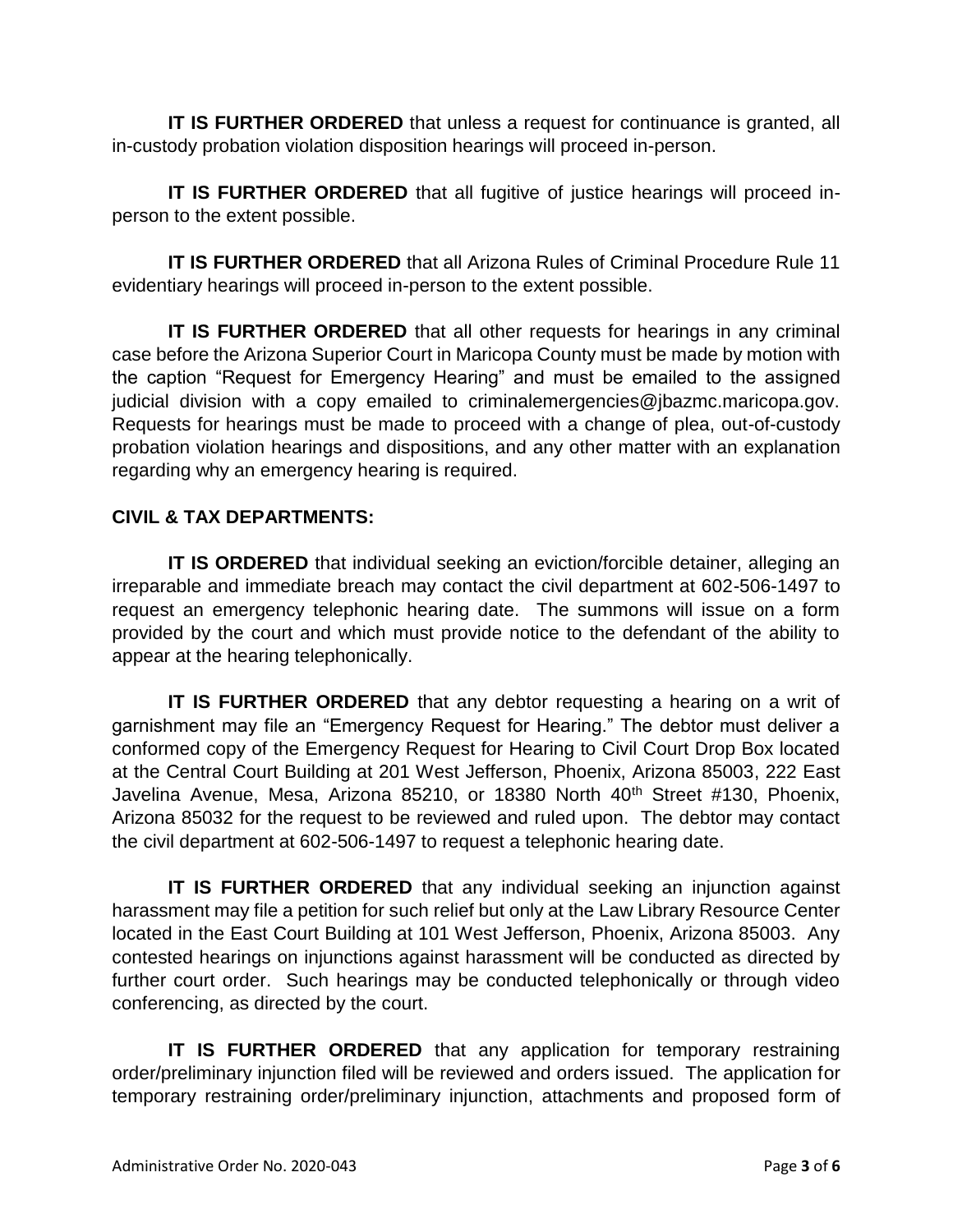**IT IS FURTHER ORDERED** that unless a request for continuance is granted, all in-custody probation violation disposition hearings will proceed in-person.

**IT IS FURTHER ORDERED** that all fugitive of justice hearings will proceed in-person to the extent possible.

**IT IS FURTHER ORDERED** that all Arizona Rules of Criminal Procedure Rule 11 evidentiary hearings will proceed in-person to the extent possible.

**IT IS FURTHER ORDERED** that all other requests for hearings in any criminal case before the Arizona Superior Court in Maricopa County must be made by motion with the caption "Request for Emergency Hearing" and must be emailed to the assigned judicial division with a copy emailed to criminalemergencies@jbazmc.maricopa.gov. Requests for hearings must be made to proceed with a change of plea, out-of-custody probation violation hearings and dispositions, and any other matter with an explanation regarding why an emergency hearing is required.

**CIVIL & TAX DEPARTMENTS:**

**IT IS ORDERED** that individual seeking an eviction/forcible detainer, alleging an irreparable and immediate breach may contact the civil department at 602-506-1497 to request an emergency telephonic hearing date. The summons will issue on a form provided by the court and which must provide notice to the defendant of the ability to appear at the hearing telephonically.

**IT IS FURTHER ORDERED** that any debtor requesting a hearing on a writ of garnishment may file an "Emergency Request for Hearing." The debtor must deliver a conformed copy of the Emergency Request for Hearing to Civil Court Drop Box located at the Central Court Building at 201 West Jefferson, Phoenix, Arizona 85003, 222 East Javelina Avenue, Mesa, Arizona 85210, or 18380 North 40th Street #130, Phoenix, Arizona 85032 for the request to be reviewed and ruled upon. The debtor may contact the civil department at 602-506-1497 to request a telephonic hearing date.

**IT IS FURTHER ORDERED** that any individual seeking an injunction against harassment may file a petition for such relief but only at the Law Library Resource Center located in the East Court Building at 101 West Jefferson, Phoenix, Arizona 85003. Any contested hearings on injunctions against harassment will be conducted as directed by further court order. Such hearings may be conducted telephonically or through video conferencing, as directed by the court.

**IT IS FURTHER ORDERED** that any application for temporary restraining order/preliminary injunction filed will be reviewed and orders issued. The application for temporary restraining order/preliminary injunction, attachments and proposed form of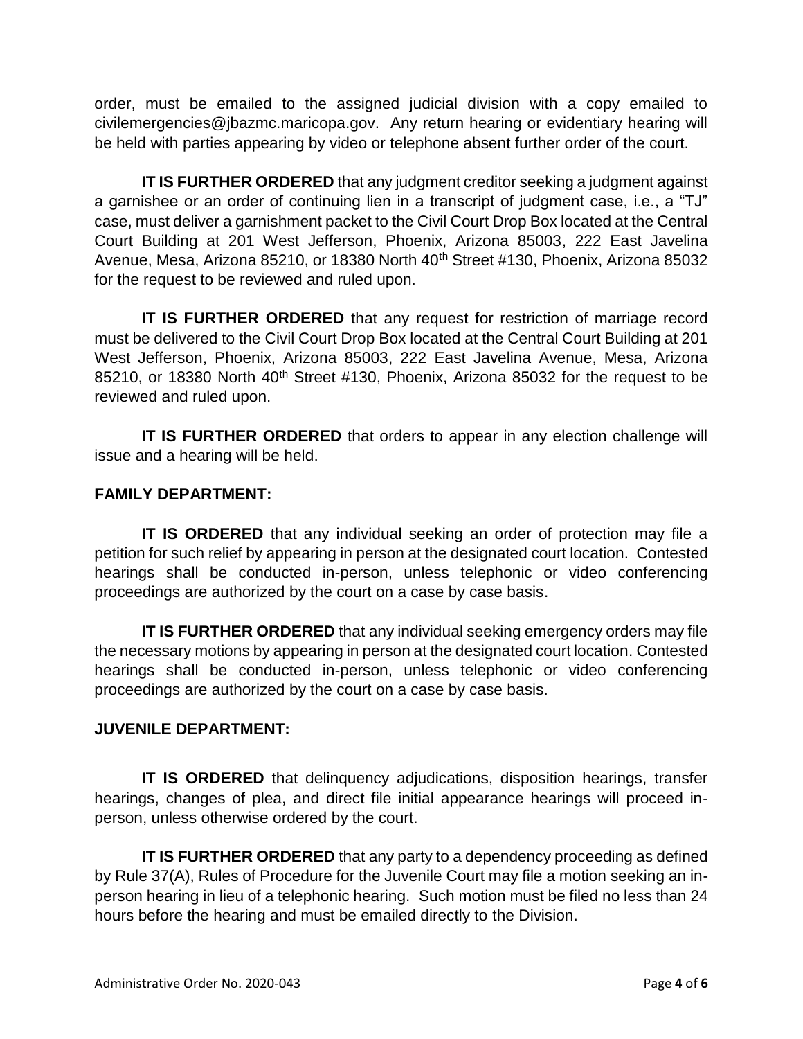order, must be emailed to the assigned judicial division with a copy emailed to civilemergencies@jbazmc.maricopa.gov. Any return hearing or evidentiary hearing will be held with parties appearing by video or telephone absent further order of the court.

**IT IS FURTHER ORDERED** that any judgment creditor seeking a judgment against a garnishee or an order of continuing lien in a transcript of judgment case, i.e., a "TJ" case, must deliver a garnishment packet to the Civil Court Drop Box located at the Central Court Building at 201 West Jefferson, Phoenix, Arizona 85003, 222 East Javelina Avenue, Mesa, Arizona 85210, or 18380 North 40th Street #130, Phoenix, Arizona 85032 for the request to be reviewed and ruled upon.

**IT IS FURTHER ORDERED** that any request for restriction of marriage record must be delivered to the Civil Court Drop Box located at the Central Court Building at 201 West Jefferson, Phoenix, Arizona 85003, 222 East Javelina Avenue, Mesa, Arizona 85210, or 18380 North 40th Street #130, Phoenix, Arizona 85032 for the request to be reviewed and ruled upon.

**IT IS FURTHER ORDERED** that orders to appear in any election challenge will issue and a hearing will be held.

**FAMILY DEPARTMENT:**

**IT IS ORDERED** that any individual seeking an order of protection may file a petition for such relief by appearing in person at the designated court location. Contested hearings shall be conducted in-person, unless telephonic or video conferencing proceedings are authorized by the court on a case by case basis.

**IT IS FURTHER ORDERED** that any individual seeking emergency orders may file the necessary motions by appearing in person at the designated court location. Contested hearings shall be conducted in-person, unless telephonic or video conferencing proceedings are authorized by the court on a case by case basis.

**JUVENILE DEPARTMENT:**

**IT IS ORDERED** that delinquency adjudications, disposition hearings, transfer hearings, changes of plea, and direct file initial appearance hearings will proceed in-person, unless otherwise ordered by the court.

**IT IS FURTHER ORDERED** that any party to a dependency proceeding as defined by Rule 37(A), Rules of Procedure for the Juvenile Court may file a motion seeking an in-person hearing in lieu of a telephonic hearing. Such motion must be filed no less than 24 hours before the hearing and must be emailed directly to the Division.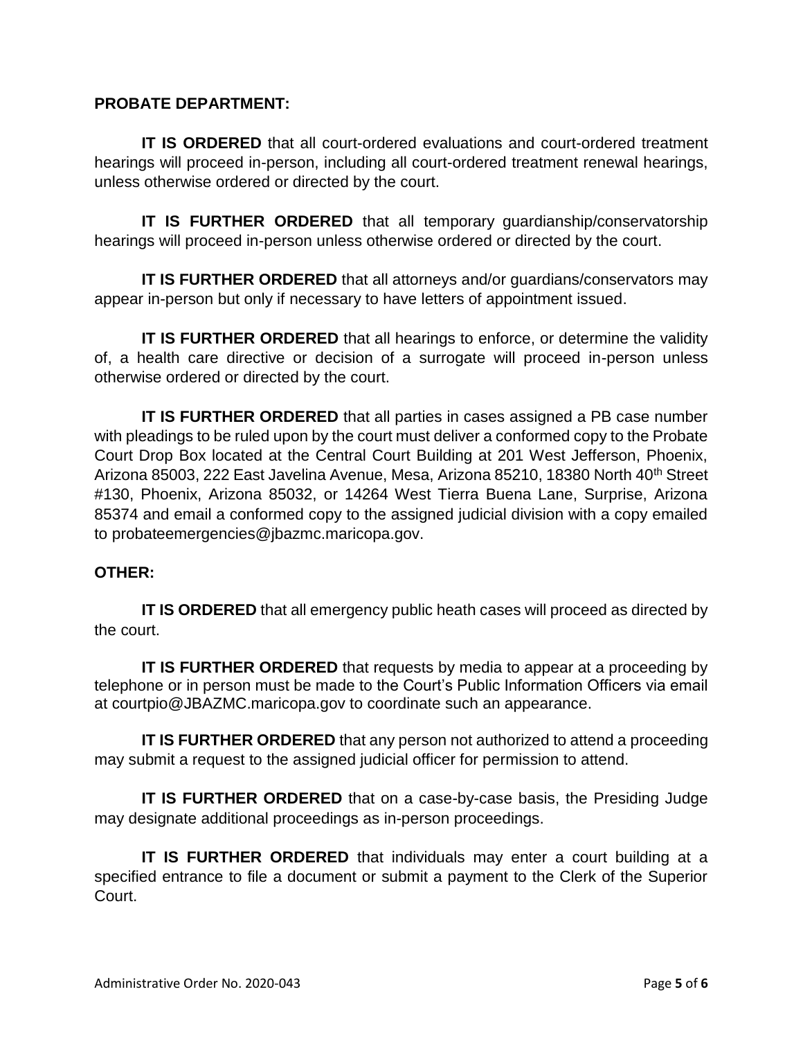**PROBATE DEPARTMENT:**

**IT IS ORDERED** that all court-ordered evaluations and court-ordered treatment hearings will proceed in-person, including all court-ordered treatment renewal hearings, unless otherwise ordered or directed by the court.

**IT IS FURTHER ORDERED** that all temporary guardianship/conservatorship hearings will proceed in-person unless otherwise ordered or directed by the court.

**IT IS FURTHER ORDERED** that all attorneys and/or guardians/conservators may appear in-person but only if necessary to have letters of appointment issued.

**IT IS FURTHER ORDERED** that all hearings to enforce, or determine the validity of, a health care directive or decision of a surrogate will proceed in-person unless otherwise ordered or directed by the court.

**IT IS FURTHER ORDERED** that all parties in cases assigned a PB case number with pleadings to be ruled upon by the court must deliver a conformed copy to the Probate Court Drop Box located at the Central Court Building at 201 West Jefferson, Phoenix, Arizona 85003, 222 East Javelina Avenue, Mesa, Arizona 85210, 18380 North 40th Street #130, Phoenix, Arizona 85032, or 14264 West Tierra Buena Lane, Surprise, Arizona 85374 and email a conformed copy to the assigned judicial division with a copy emailed to probateemergencies@jbazmc.maricopa.gov.

**OTHER:**

**IT IS ORDERED** that all emergency public heath cases will proceed as directed by the court.

**IT IS FURTHER ORDERED** that requests by media to appear at a proceeding by telephone or in person must be made to the Court's Public Information Officers via email at courtpio@JBAZMC.maricopa.gov to coordinate such an appearance.

**IT IS FURTHER ORDERED** that any person not authorized to attend a proceeding may submit a request to the assigned judicial officer for permission to attend.

**IT IS FURTHER ORDERED** that on a case-by-case basis, the Presiding Judge may designate additional proceedings as in-person proceedings.

**IT IS FURTHER ORDERED** that individuals may enter a court building at a specified entrance to file a document or submit a payment to the Clerk of the Superior Court.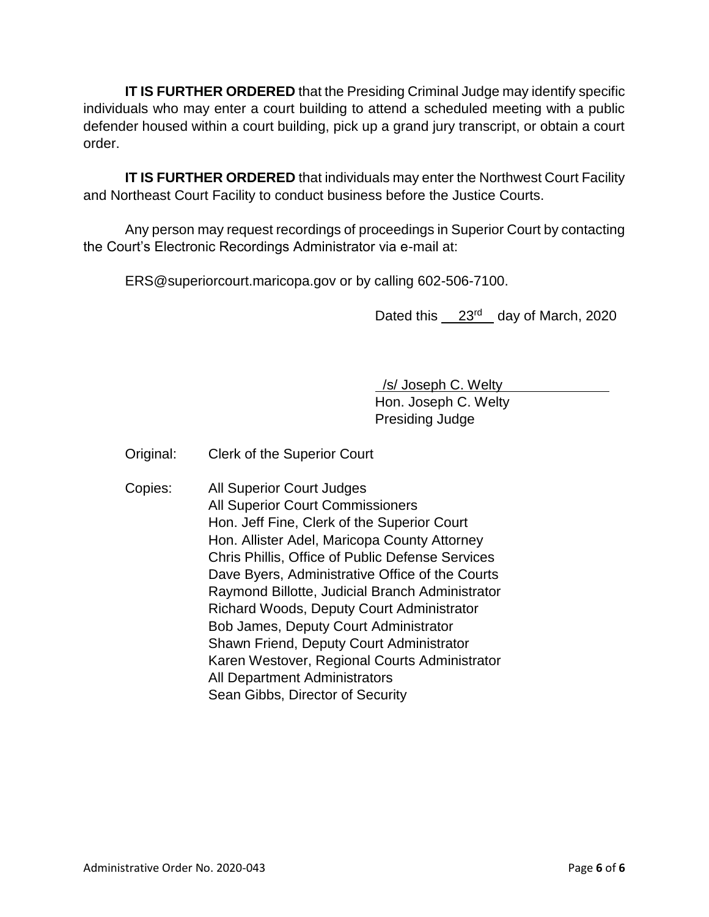**IT IS FURTHER ORDERED** that the Presiding Criminal Judge may identify specific individuals who may enter a court building to attend a scheduled meeting with a public defender housed within a court building, pick up a grand jury transcript, or obtain a court order.

**IT IS FURTHER ORDERED** that individuals may enter the Northwest Court Facility and Northeast Court Facility to conduct business before the Justice Courts.

Any person may request recordings of proceedings in Superior Court by contacting the Court's Electronic Recordings Administrator via e-mail at:

ERS@superiorcourt.maricopa.gov or by calling 602-506-7100.

Dated this 23rd day of March, 2020

/s/ Joseph C. Welty
Hon. Joseph C. Welty
Presiding Judge

Original: Clerk of the Superior Court

Copies:
All Superior Court Judges
All Superior Court Commissioners
Hon. Jeff Fine, Clerk of the Superior Court
Hon. Allister Adel, Maricopa County Attorney
Chris Phillis, Office of Public Defense Services
Dave Byers, Administrative Office of the Courts
Raymond Billotte, Judicial Branch Administrator
Richard Woods, Deputy Court Administrator
Bob James, Deputy Court Administrator
Shawn Friend, Deputy Court Administrator
Karen Westover, Regional Courts Administrator
All Department Administrators
Sean Gibbs, Director of Security